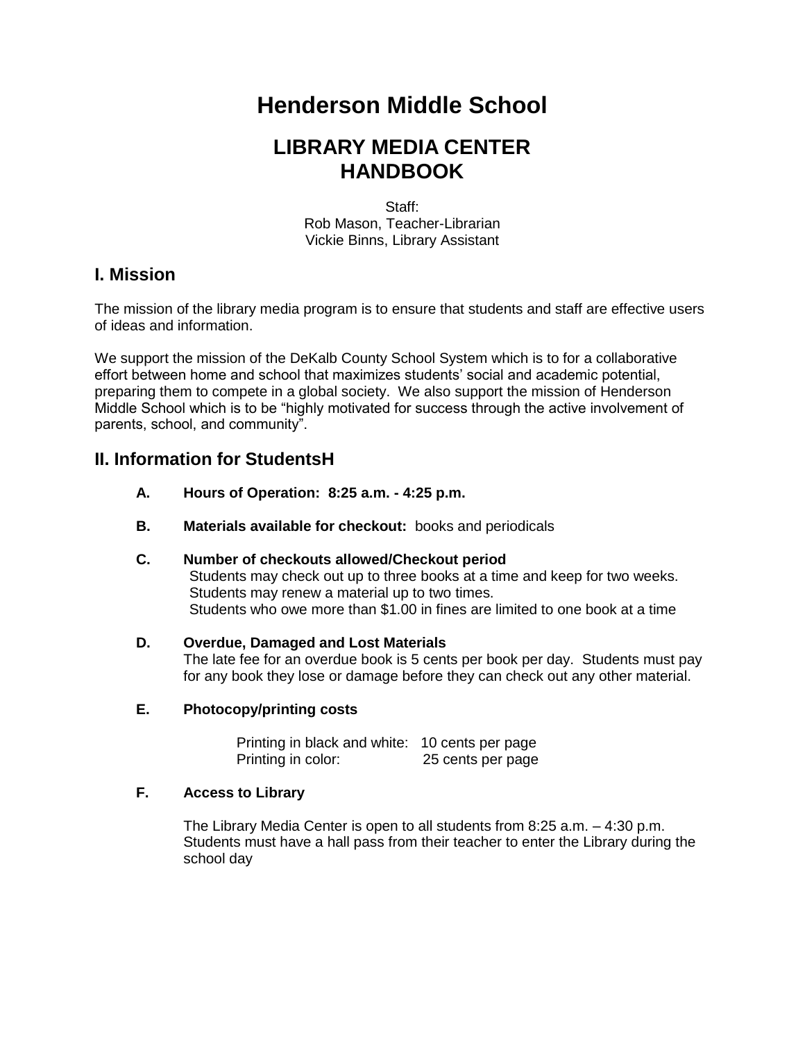# Henderson Middle School

## LIBRARY MEDIA CENTER HANDBOOK

Staff:
Rob Mason, Teacher-Librarian
Vickie Binns, Library Assistant

## I. Mission

The mission of the library media program is to ensure that students and staff are effective users of ideas and information.

We support the mission of the DeKalb County School System which is to for a collaborative effort between home and school that maximizes students' social and academic potential, preparing them to compete in a global society. We also support the mission of Henderson Middle School which is to be "highly motivated for success through the active involvement of parents, school, and community".

## II. Information for StudentsH

**A. Hours of Operation: 8:25 a.m. - 4:25 p.m.**

**B. Materials available for checkout:** books and periodicals

**C. Number of checkouts allowed/Checkout period**

Students may check out up to three books at a time and keep for two weeks.
Students may renew a material up to two times.
Students who owe more than $1.00 in fines are limited to one book at a time

**D. Overdue, Damaged and Lost Materials**

The late fee for an overdue book is 5 cents per book per day. Students must pay for any book they lose or damage before they can check out any other material.

**E. Photocopy/printing costs**

| | |
|---|---|
| Printing in black and white: | 10 cents per page |
| Printing in color: | 25 cents per page |

**F. Access to Library**

The Library Media Center is open to all students from 8:25 a.m. – 4:30 p.m. Students must have a hall pass from their teacher to enter the Library during the school day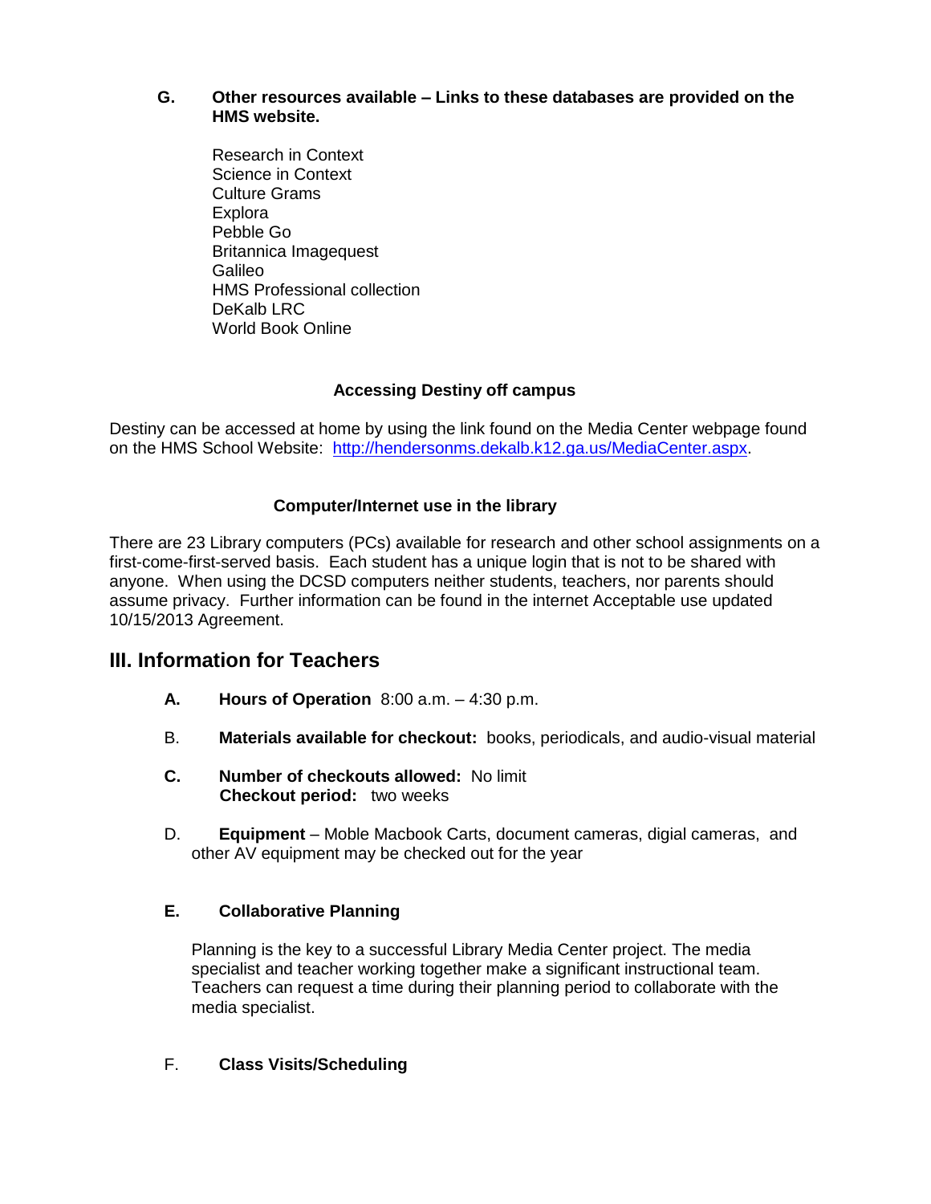**G. Other resources available – Links to these databases are provided on the HMS website.**

Research in Context
Science in Context
Culture Grams
Explora
Pebble Go
Britannica Imagequest
Galileo
HMS Professional collection
DeKalb LRC
World Book Online

**Accessing Destiny off campus**

Destiny can be accessed at home by using the link found on the Media Center webpage found on the HMS School Website: http://hendersonms.dekalb.k12.ga.us/MediaCenter.aspx.

**Computer/Internet use in the library**

There are 23 Library computers (PCs) available for research and other school assignments on a first-come-first-served basis. Each student has a unique login that is not to be shared with anyone. When using the DCSD computers neither students, teachers, nor parents should assume privacy. Further information can be found in the internet Acceptable use updated 10/15/2013 Agreement.

## III. Information for Teachers

**A. Hours of Operation** 8:00 a.m. – 4:30 p.m.

B. **Materials available for checkout:** books, periodicals, and audio-visual material

**C. Number of checkouts allowed:** No limit
**Checkout period:** two weeks

D. **Equipment** – Moble Macbook Carts, document cameras, digial cameras, and other AV equipment may be checked out for the year

**E. Collaborative Planning**

Planning is the key to a successful Library Media Center project. The media specialist and teacher working together make a significant instructional team. Teachers can request a time during their planning period to collaborate with the media specialist.

F. **Class Visits/Scheduling**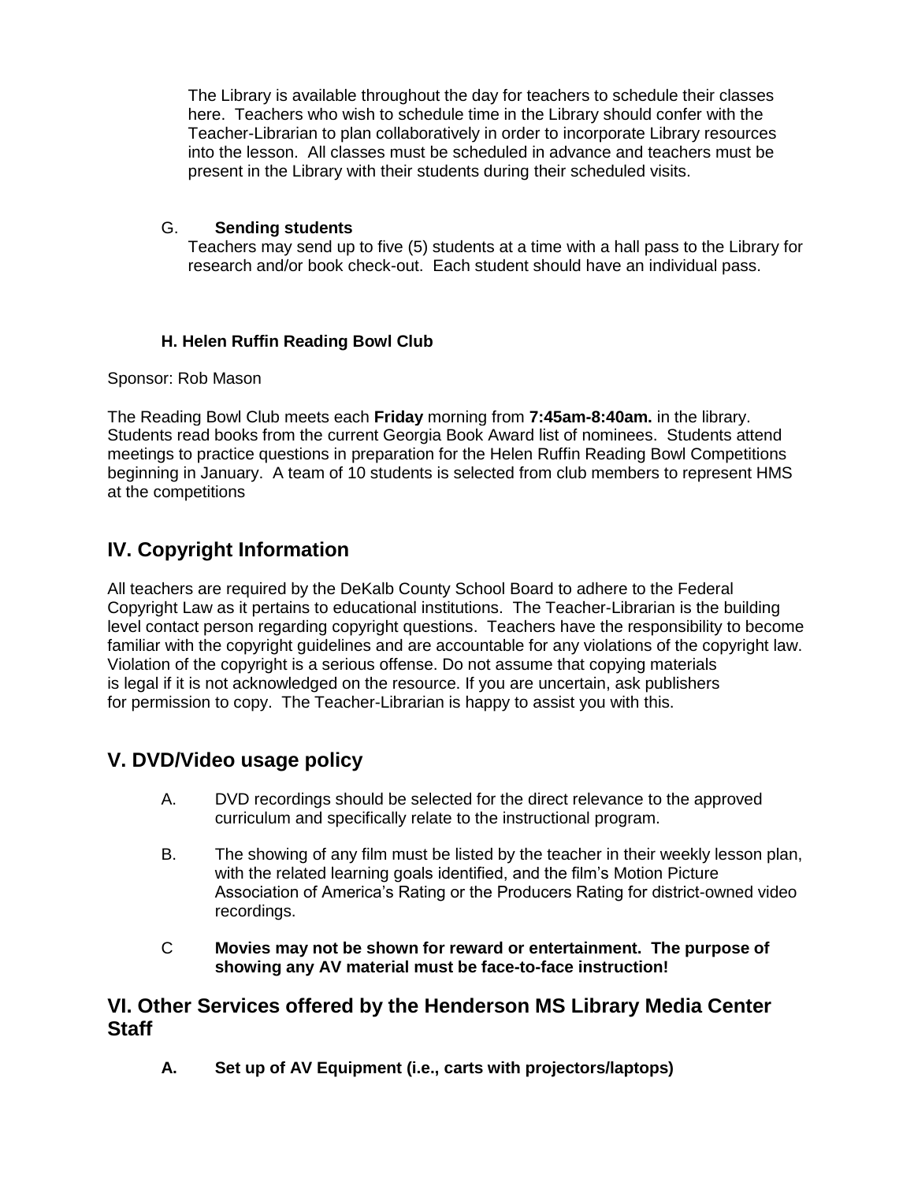The Library is available throughout the day for teachers to schedule their classes here. Teachers who wish to schedule time in the Library should confer with the Teacher-Librarian to plan collaboratively in order to incorporate Library resources into the lesson. All classes must be scheduled in advance and teachers must be present in the Library with their students during their scheduled visits.

G. **Sending students**

Teachers may send up to five (5) students at a time with a hall pass to the Library for research and/or book check-out. Each student should have an individual pass.

**H. Helen Ruffin Reading Bowl Club**

Sponsor: Rob Mason

The Reading Bowl Club meets each **Friday** morning from **7:45am-8:40am.** in the library. Students read books from the current Georgia Book Award list of nominees. Students attend meetings to practice questions in preparation for the Helen Ruffin Reading Bowl Competitions beginning in January. A team of 10 students is selected from club members to represent HMS at the competitions

## IV. Copyright Information

All teachers are required by the DeKalb County School Board to adhere to the Federal Copyright Law as it pertains to educational institutions. The Teacher-Librarian is the building level contact person regarding copyright questions. Teachers have the responsibility to become familiar with the copyright guidelines and are accountable for any violations of the copyright law. Violation of the copyright is a serious offense. Do not assume that copying materials is legal if it is not acknowledged on the resource. If you are uncertain, ask publishers for permission to copy. The Teacher-Librarian is happy to assist you with this.

## V. DVD/Video usage policy

A. DVD recordings should be selected for the direct relevance to the approved curriculum and specifically relate to the instructional program.

B. The showing of any film must be listed by the teacher in their weekly lesson plan, with the related learning goals identified, and the film's Motion Picture Association of America's Rating or the Producers Rating for district-owned video recordings.

C **Movies may not be shown for reward or entertainment. The purpose of showing any AV material must be face-to-face instruction!**

## VI. Other Services offered by the Henderson MS Library Media Center Staff

**A. Set up of AV Equipment (i.e., carts with projectors/laptops)**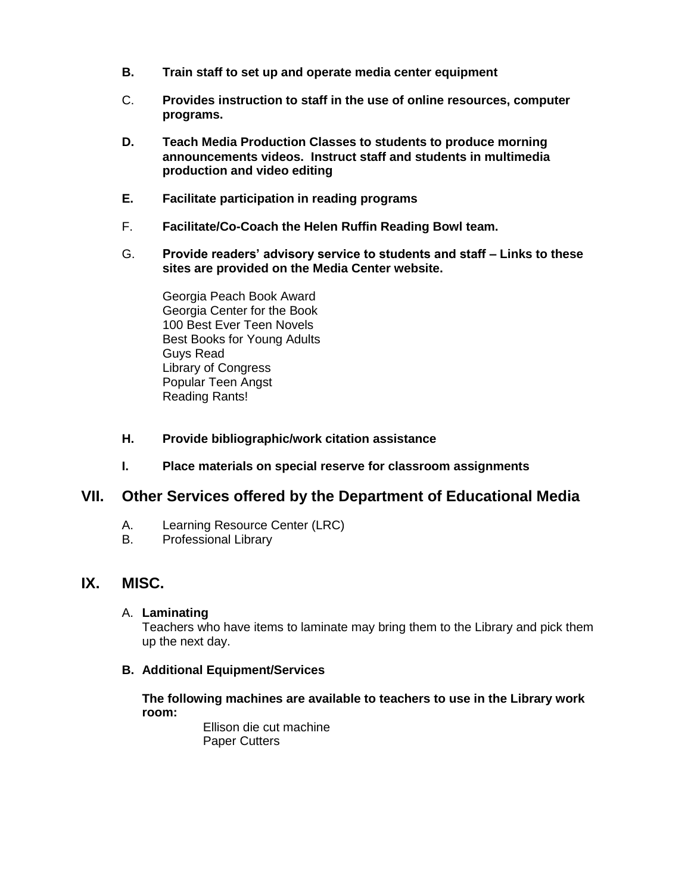**B.** **Train staff to set up and operate media center equipment**

C. **Provides instruction to staff in the use of online resources, computer programs.**

**D.** **Teach Media Production Classes to students to produce morning announcements videos. Instruct staff and students in multimedia production and video editing**

**E.** **Facilitate participation in reading programs**

F. **Facilitate/Co-Coach the Helen Ruffin Reading Bowl team.**

G. **Provide readers' advisory service to students and staff – Links to these sites are provided on the Media Center website.**

Georgia Peach Book Award
Georgia Center for the Book
100 Best Ever Teen Novels
Best Books for Young Adults
Guys Read
Library of Congress
Popular Teen Angst
Reading Rants!

**H.** **Provide bibliographic/work citation assistance**

**I.** **Place materials on special reserve for classroom assignments**

## VII. Other Services offered by the Department of Educational Media

A. Learning Resource Center (LRC)
B. Professional Library

## IX. MISC.

A. **Laminating**
Teachers who have items to laminate may bring them to the Library and pick them up the next day.

**B. Additional Equipment/Services**

**The following machines are available to teachers to use in the Library work room:**

Ellison die cut machine
Paper Cutters